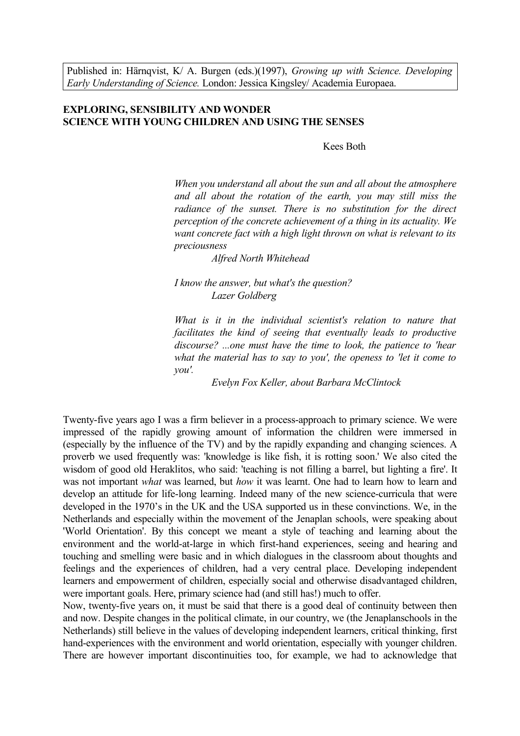Published in: Härnqvist, K/ A. Burgen (eds.)(1997), *Growing up with Science. Developing Early Understanding of Science.* London: Jessica Kingsley/ Academia Europaea.

**EXPLORING, SENSIBILITY AND WONDER**
**SCIENCE WITH YOUNG CHILDREN AND USING THE SENSES**

Kees Both

> *When you understand all about the sun and all about the atmosphere and all about the rotation of the earth, you may still miss the radiance of the sunset. There is no substitution for the direct perception of the concrete achievement of a thing in its actuality. We want concrete fact with a high light thrown on what is relevant to its preciousness*
>
> *Alfred North Whitehead*

> *I know the answer, but what's the question?*
>
> *Lazer Goldberg*

> *What is it in the individual scientist's relation to nature that facilitates the kind of seeing that eventually leads to productive discourse? ...one must have the time to look, the patience to 'hear what the material has to say to you', the openess to 'let it come to you'.*
>
> *Evelyn Fox Keller, about Barbara McClintock*

Twenty-five years ago I was a firm believer in a process-approach to primary science. We were impressed of the rapidly growing amount of information the children were immersed in (especially by the influence of the TV) and by the rapidly expanding and changing sciences. A proverb we used frequently was: 'knowledge is like fish, it is rotting soon.' We also cited the wisdom of good old Heraklitos, who said: 'teaching is not filling a barrel, but lighting a fire'. It was not important *what* was learned, but *how* it was learnt. One had to learn how to learn and develop an attitude for life-long learning. Indeed many of the new science-curricula that were developed in the 1970's in the UK and the USA supported us in these convinctions. We, in the Netherlands and especially within the movement of the Jenaplan schools, were speaking about 'World Orientation'. By this concept we meant a style of teaching and learning about the environment and the world-at-large in which first-hand experiences, seeing and hearing and touching and smelling were basic and in which dialogues in the classroom about thoughts and feelings and the experiences of children, had a very central place. Developing independent learners and empowerment of children, especially social and otherwise disadvantaged children, were important goals. Here, primary science had (and still has!) much to offer.

Now, twenty-five years on, it must be said that there is a good deal of continuity between then and now. Despite changes in the political climate, in our country, we (the Jenaplanschools in the Netherlands) still believe in the values of developing independent learners, critical thinking, first hand-experiences with the environment and world orientation, especially with younger children. There are however important discontinuities too, for example, we had to acknowledge that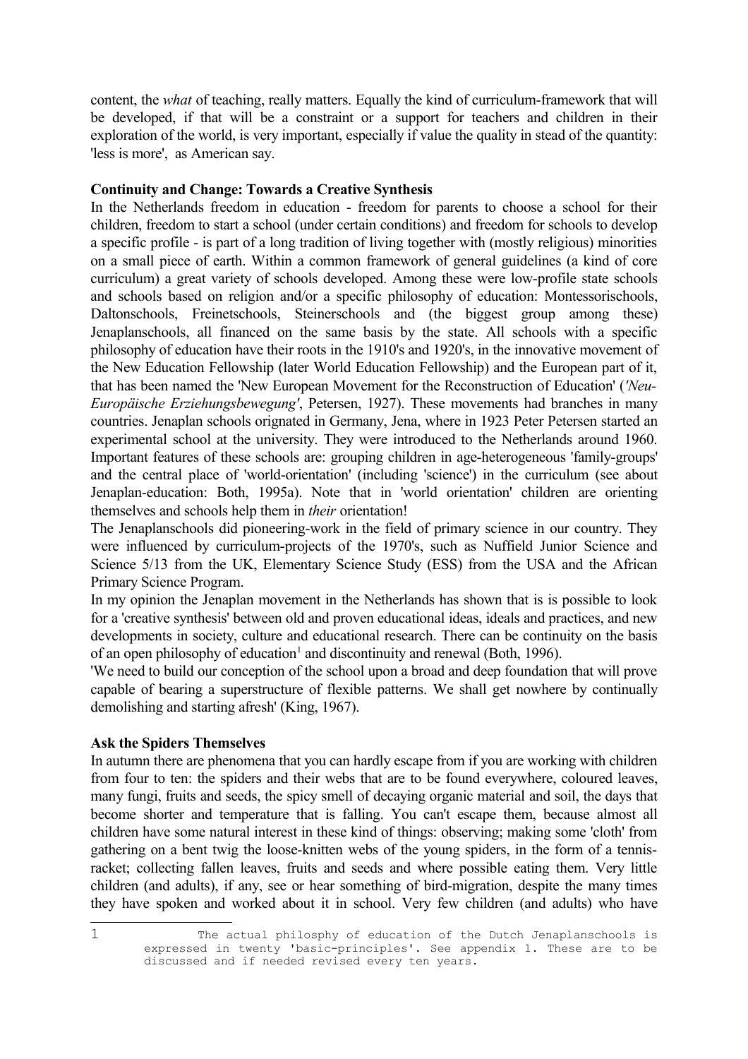content, the *what* of teaching, really matters. Equally the kind of curriculum-framework that will be developed, if that will be a constraint or a support for teachers and children in their exploration of the world, is very important, especially if value the quality in stead of the quantity: 'less is more', as American say.

**Continuity and Change: Towards a Creative Synthesis**

In the Netherlands freedom in education - freedom for parents to choose a school for their children, freedom to start a school (under certain conditions) and freedom for schools to develop a specific profile - is part of a long tradition of living together with (mostly religious) minorities on a small piece of earth. Within a common framework of general guidelines (a kind of core curriculum) a great variety of schools developed. Among these were low-profile state schools and schools based on religion and/or a specific philosophy of education: Montessorischools, Daltonschools, Freinetschools, Steinerschools and (the biggest group among these) Jenaplanschools, all financed on the same basis by the state. All schools with a specific philosophy of education have their roots in the 1910's and 1920's, in the innovative movement of the New Education Fellowship (later World Education Fellowship) and the European part of it, that has been named the 'New European Movement for the Reconstruction of Education' (*'Neu-Europäische Erziehungsbewegung'*, Petersen, 1927). These movements had branches in many countries. Jenaplan schools orignated in Germany, Jena, where in 1923 Peter Petersen started an experimental school at the university. They were introduced to the Netherlands around 1960. Important features of these schools are: grouping children in age-heterogeneous 'family-groups' and the central place of 'world-orientation' (including 'science') in the curriculum (see about Jenaplan-education: Both, 1995a). Note that in 'world orientation' children are orienting themselves and schools help them in *their* orientation!

The Jenaplanschools did pioneering-work in the field of primary science in our country. They were influenced by curriculum-projects of the 1970's, such as Nuffield Junior Science and Science 5/13 from the UK, Elementary Science Study (ESS) from the USA and the African Primary Science Program.

In my opinion the Jenaplan movement in the Netherlands has shown that is is possible to look for a 'creative synthesis' between old and proven educational ideas, ideals and practices, and new developments in society, culture and educational research. There can be continuity on the basis of an open philosophy of education[1] and discontinuity and renewal (Both, 1996).

'We need to build our conception of the school upon a broad and deep foundation that will prove capable of bearing a superstructure of flexible patterns. We shall get nowhere by continually demolishing and starting afresh' (King, 1967).

**Ask the Spiders Themselves**

In autumn there are phenomena that you can hardly escape from if you are working with children from four to ten: the spiders and their webs that are to be found everywhere, coloured leaves, many fungi, fruits and seeds, the spicy smell of decaying organic material and soil, the days that become shorter and temperature that is falling. You can't escape them, because almost all children have some natural interest in these kind of things: observing; making some 'cloth' from gathering on a bent twig the loose-knitten webs of the young spiders, in the form of a tennis-racket; collecting fallen leaves, fruits and seeds and where possible eating them. Very little children (and adults), if any, see or hear something of bird-migration, despite the many times they have spoken and worked about it in school. Very few children (and adults) who have

---

[1] The actual philosphy of education of the Dutch Jenaplanschools is expressed in twenty 'basic-principles'. See appendix 1. These are to be discussed and if needed revised every ten years.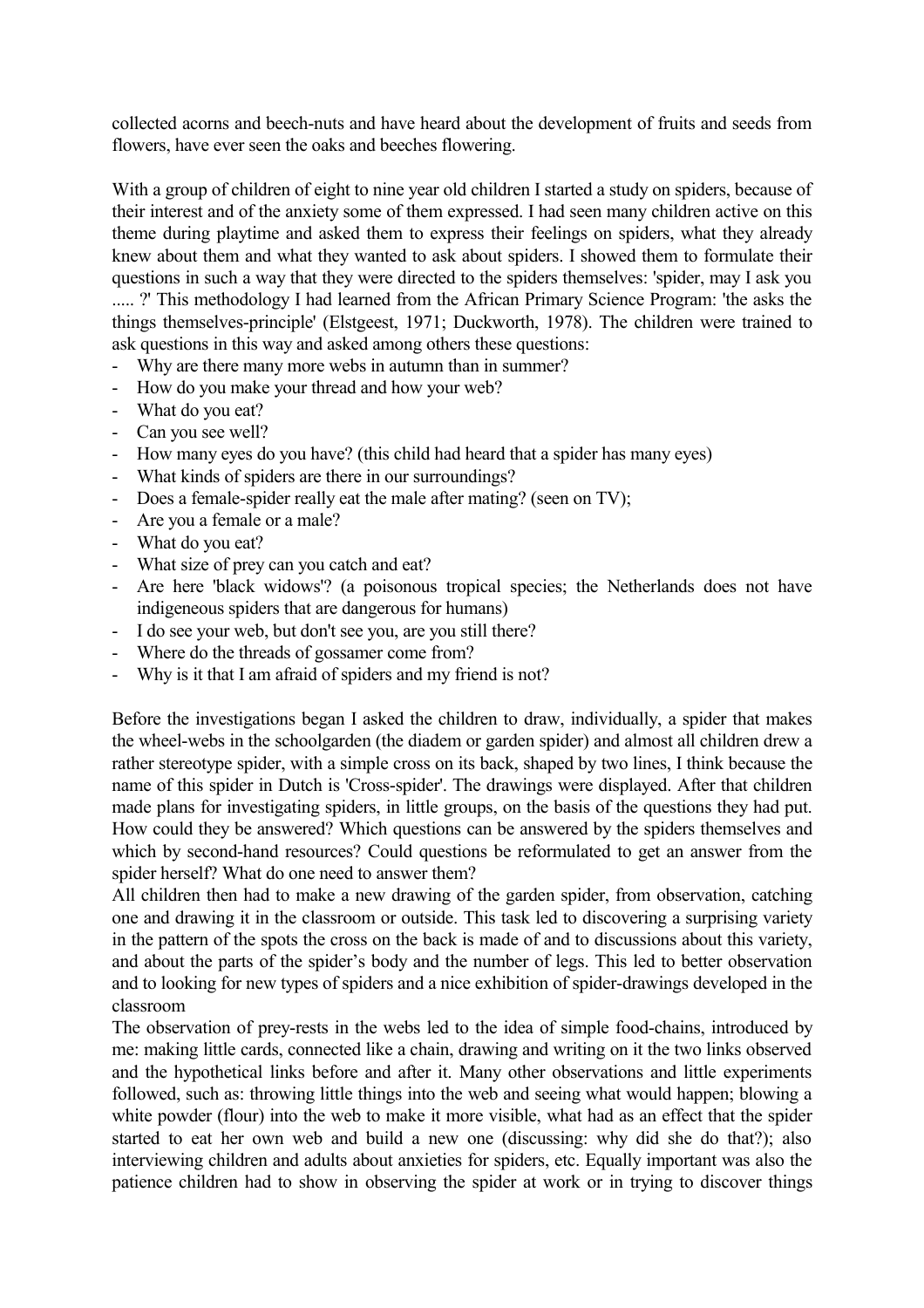collected acorns and beech-nuts and have heard about the development of fruits and seeds from flowers, have ever seen the oaks and beeches flowering.

With a group of children of eight to nine year old children I started a study on spiders, because of their interest and of the anxiety some of them expressed. I had seen many children active on this theme during playtime and asked them to express their feelings on spiders, what they already knew about them and what they wanted to ask about spiders. I showed them to formulate their questions in such a way that they were directed to the spiders themselves: 'spider, may I ask you ..... ?' This methodology I had learned from the African Primary Science Program: 'the asks the things themselves-principle' (Elstgeest, 1971; Duckworth, 1978). The children were trained to ask questions in this way and asked among others these questions:

- Why are there many more webs in autumn than in summer?
- How do you make your thread and how your web?
- What do you eat?
- Can you see well?
- How many eyes do you have? (this child had heard that a spider has many eyes)
- What kinds of spiders are there in our surroundings?
- Does a female-spider really eat the male after mating? (seen on TV);
- Are you a female or a male?
- What do you eat?
- What size of prey can you catch and eat?
- Are here 'black widows'? (a poisonous tropical species; the Netherlands does not have indigeneous spiders that are dangerous for humans)
- I do see your web, but don't see you, are you still there?
- Where do the threads of gossamer come from?
- Why is it that I am afraid of spiders and my friend is not?

Before the investigations began I asked the children to draw, individually, a spider that makes the wheel-webs in the schoolgarden (the diadem or garden spider) and almost all children drew a rather stereotype spider, with a simple cross on its back, shaped by two lines, I think because the name of this spider in Dutch is 'Cross-spider'. The drawings were displayed. After that children made plans for investigating spiders, in little groups, on the basis of the questions they had put. How could they be answered? Which questions can be answered by the spiders themselves and which by second-hand resources? Could questions be reformulated to get an answer from the spider herself? What do one need to answer them?

All children then had to make a new drawing of the garden spider, from observation, catching one and drawing it in the classroom or outside. This task led to discovering a surprising variety in the pattern of the spots the cross on the back is made of and to discussions about this variety, and about the parts of the spider's body and the number of legs. This led to better observation and to looking for new types of spiders and a nice exhibition of spider-drawings developed in the classroom

The observation of prey-rests in the webs led to the idea of simple food-chains, introduced by me: making little cards, connected like a chain, drawing and writing on it the two links observed and the hypothetical links before and after it. Many other observations and little experiments followed, such as: throwing little things into the web and seeing what would happen; blowing a white powder (flour) into the web to make it more visible, what had as an effect that the spider started to eat her own web and build a new one (discussing: why did she do that?); also interviewing children and adults about anxieties for spiders, etc. Equally important was also the patience children had to show in observing the spider at work or in trying to discover things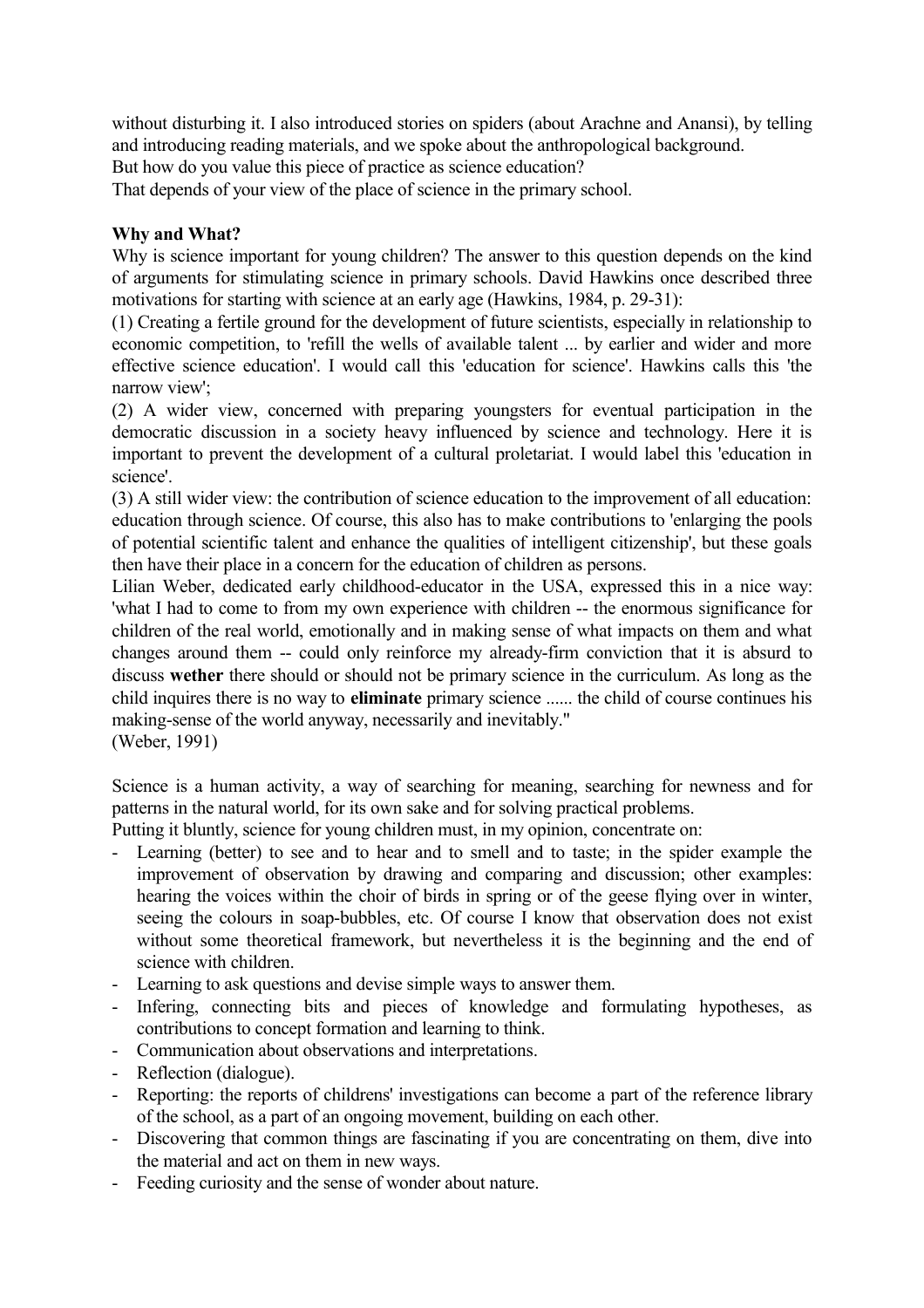without disturbing it. I also introduced stories on spiders (about Arachne and Anansi), by telling and introducing reading materials, and we spoke about the anthropological background.
But how do you value this piece of practice as science education?
That depends of your view of the place of science in the primary school.

**Why and What?**

Why is science important for young children? The answer to this question depends on the kind of arguments for stimulating science in primary schools. David Hawkins once described three motivations for starting with science at an early age (Hawkins, 1984, p. 29-31):
(1) Creating a fertile ground for the development of future scientists, especially in relationship to economic competition, to 'refill the wells of available talent ... by earlier and wider and more effective science education'. I would call this 'education for science'. Hawkins calls this 'the narrow view';
(2) A wider view, concerned with preparing youngsters for eventual participation in the democratic discussion in a society heavy influenced by science and technology. Here it is important to prevent the development of a cultural proletariat. I would label this 'education in science'.
(3) A still wider view: the contribution of science education to the improvement of all education: education through science. Of course, this also has to make contributions to 'enlarging the pools of potential scientific talent and enhance the qualities of intelligent citizenship', but these goals then have their place in a concern for the education of children as persons.
Lilian Weber, dedicated early childhood-educator in the USA, expressed this in a nice way: 'what I had to come to from my own experience with children -- the enormous significance for children of the real world, emotionally and in making sense of what impacts on them and what changes around them -- could only reinforce my already-firm conviction that it is absurd to discuss **wether** there should or should not be primary science in the curriculum. As long as the child inquires there is no way to **eliminate** primary science ...... the child of course continues his making-sense of the world anyway, necessarily and inevitably."
(Weber, 1991)

Science is a human activity, a way of searching for meaning, searching for newness and for patterns in the natural world, for its own sake and for solving practical problems.
Putting it bluntly, science for young children must, in my opinion, concentrate on:

- Learning (better) to see and to hear and to smell and to taste; in the spider example the improvement of observation by drawing and comparing and discussion; other examples: hearing the voices within the choir of birds in spring or of the geese flying over in winter, seeing the colours in soap-bubbles, etc. Of course I know that observation does not exist without some theoretical framework, but nevertheless it is the beginning and the end of science with children.
- Learning to ask questions and devise simple ways to answer them.
- Infering, connecting bits and pieces of knowledge and formulating hypotheses, as contributions to concept formation and learning to think.
- Communication about observations and interpretations.
- Reflection (dialogue).
- Reporting: the reports of childrens' investigations can become a part of the reference library of the school, as a part of an ongoing movement, building on each other.
- Discovering that common things are fascinating if you are concentrating on them, dive into the material and act on them in new ways.
- Feeding curiosity and the sense of wonder about nature.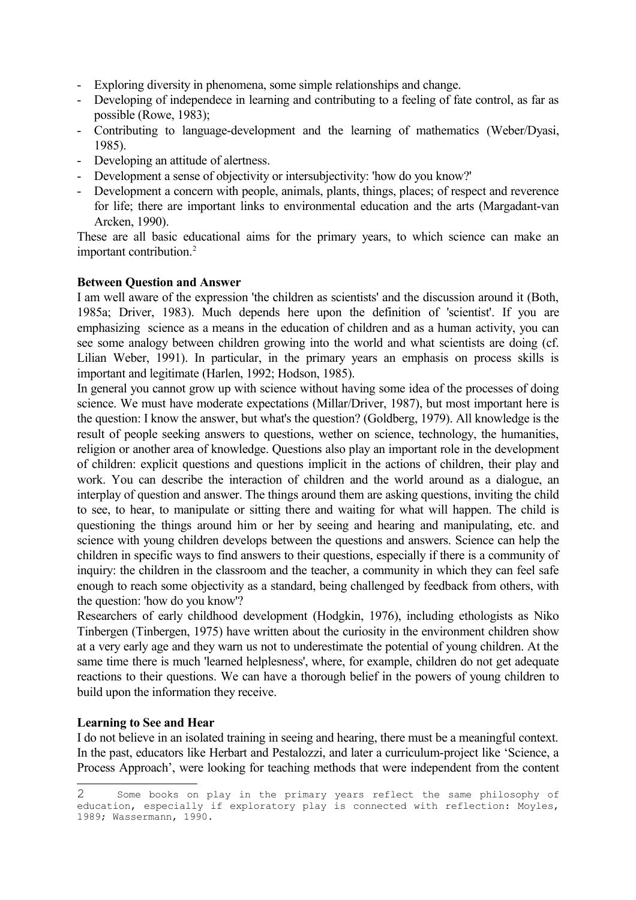- Exploring diversity in phenomena, some simple relationships and change.
- Developing of independece in learning and contributing to a feeling of fate control, as far as possible (Rowe, 1983);
- Contributing to language-development and the learning of mathematics (Weber/Dyasi, 1985).
- Developing an attitude of alertness.
- Development a sense of objectivity or intersubjectivity: 'how do you know?'
- Development a concern with people, animals, plants, things, places; of respect and reverence for life; there are important links to environmental education and the arts (Margadant-van Arcken, 1990).

These are all basic educational aims for the primary years, to which science can make an important contribution.[2]

**Between Question and Answer**

I am well aware of the expression 'the children as scientists' and the discussion around it (Both, 1985a; Driver, 1983). Much depends here upon the definition of 'scientist'. If you are emphasizing science as a means in the education of children and as a human activity, you can see some analogy between children growing into the world and what scientists are doing (cf. Lilian Weber, 1991). In particular, in the primary years an emphasis on process skills is important and legitimate (Harlen, 1992; Hodson, 1985).

In general you cannot grow up with science without having some idea of the processes of doing science. We must have moderate expectations (Millar/Driver, 1987), but most important here is the question: I know the answer, but what's the question? (Goldberg, 1979). All knowledge is the result of people seeking answers to questions, wether on science, technology, the humanities, religion or another area of knowledge. Questions also play an important role in the development of children: explicit questions and questions implicit in the actions of children, their play and work. You can describe the interaction of children and the world around as a dialogue, an interplay of question and answer. The things around them are asking questions, inviting the child to see, to hear, to manipulate or sitting there and waiting for what will happen. The child is questioning the things around him or her by seeing and hearing and manipulating, etc. and science with young children develops between the questions and answers. Science can help the children in specific ways to find answers to their questions, especially if there is a community of inquiry: the children in the classroom and the teacher, a community in which they can feel safe enough to reach some objectivity as a standard, being challenged by feedback from others, with the question: 'how do you know'?

Researchers of early childhood development (Hodgkin, 1976), including ethologists as Niko Tinbergen (Tinbergen, 1975) have written about the curiosity in the environment children show at a very early age and they warn us not to underestimate the potential of young children. At the same time there is much 'learned helplesness', where, for example, children do not get adequate reactions to their questions. We can have a thorough belief in the powers of young children to build upon the information they receive.

**Learning to See and Hear**

I do not believe in an isolated training in seeing and hearing, there must be a meaningful context. In the past, educators like Herbart and Pestalozzi, and later a curriculum-project like 'Science, a Process Approach', were looking for teaching methods that were independent from the content

[2] Some books on play in the primary years reflect the same philosophy of education, especially if exploratory play is connected with reflection: Moyles, 1989; Wassermann, 1990.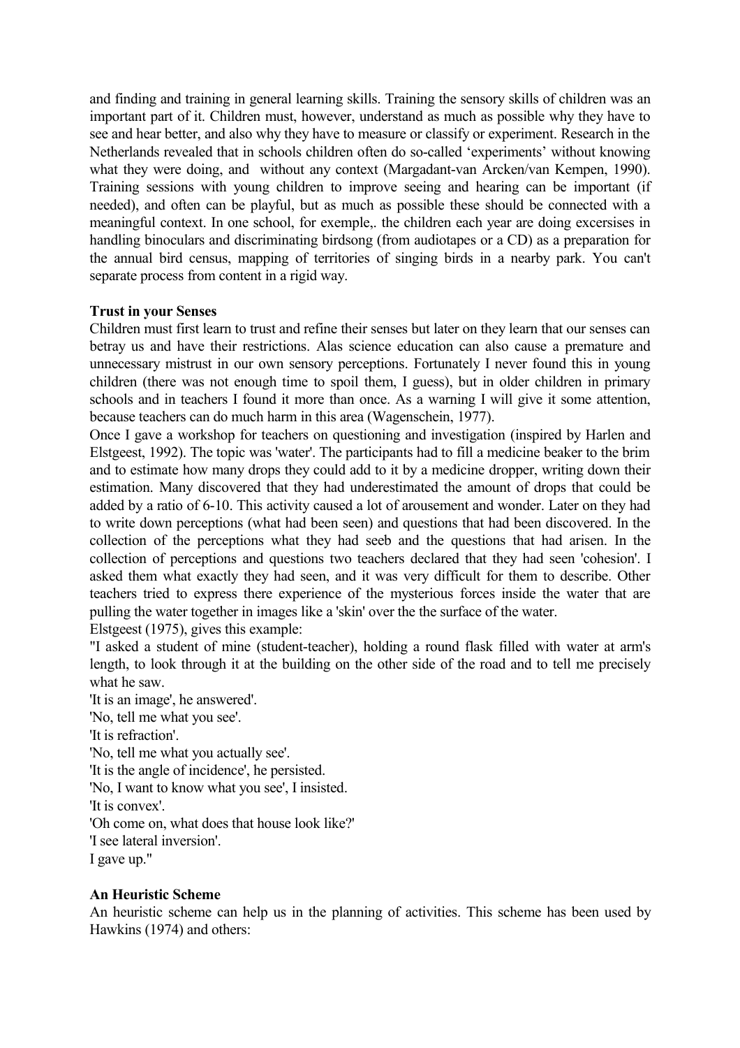and finding and training in general learning skills. Training the sensory skills of children was an important part of it. Children must, however, understand as much as possible why they have to see and hear better, and also why they have to measure or classify or experiment. Research in the Netherlands revealed that in schools children often do so-called ‘experiments’ without knowing what they were doing, and without any context (Margadant-van Arcken/van Kempen, 1990). Training sessions with young children to improve seeing and hearing can be important (if needed), and often can be playful, but as much as possible these should be connected with a meaningful context. In one school, for exemple,. the children each year are doing excersises in handling binoculars and discriminating birdsong (from audiotapes or a CD) as a preparation for the annual bird census, mapping of territories of singing birds in a nearby park. You can't separate process from content in a rigid way.

**Trust in your Senses**

Children must first learn to trust and refine their senses but later on they learn that our senses can betray us and have their restrictions. Alas science education can also cause a premature and unnecessary mistrust in our own sensory perceptions. Fortunately I never found this in young children (there was not enough time to spoil them, I guess), but in older children in primary schools and in teachers I found it more than once. As a warning I will give it some attention, because teachers can do much harm in this area (Wagenschein, 1977).

Once I gave a workshop for teachers on questioning and investigation (inspired by Harlen and Elstgeest, 1992). The topic was 'water'. The participants had to fill a medicine beaker to the brim and to estimate how many drops they could add to it by a medicine dropper, writing down their estimation. Many discovered that they had underestimated the amount of drops that could be added by a ratio of 6-10. This activity caused a lot of arousement and wonder. Later on they had to write down perceptions (what had been seen) and questions that had been discovered. In the collection of the perceptions what they had seeb and the questions that had arisen. In the collection of perceptions and questions two teachers declared that they had seen 'cohesion'. I asked them what exactly they had seen, and it was very difficult for them to describe. Other teachers tried to express there experience of the mysterious forces inside the water that are pulling the water together in images like a 'skin' over the the surface of the water.

Elstgeest (1975), gives this example:

"I asked a student of mine (student-teacher), holding a round flask filled with water at arm's length, to look through it at the building on the other side of the road and to tell me precisely what he saw.

'It is an image', he answered'.

'No, tell me what you see'.

'It is refraction'.

'No, tell me what you actually see'.

'It is the angle of incidence', he persisted.

'No, I want to know what you see', I insisted.

'It is convex'.

'Oh come on, what does that house look like?'

'I see lateral inversion'.

I gave up."

**An Heuristic Scheme**

An heuristic scheme can help us in the planning of activities. This scheme has been used by Hawkins (1974) and others: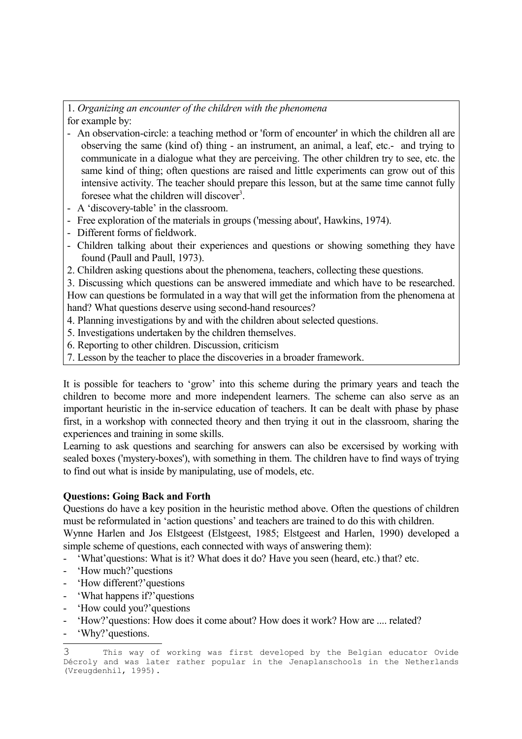1. *Organizing an encounter of the children with the phenomena*
for example by:

- An observation-circle: a teaching method or 'form of encounter' in which the children all are observing the same (kind of) thing - an instrument, an animal, a leaf, etc.- and trying to communicate in a dialogue what they are perceiving. The other children try to see, etc. the same kind of thing; often questions are raised and little experiments can grow out of this intensive activity. The teacher should prepare this lesson, but at the same time cannot fully foresee what the children will discover[3].
- A 'discovery-table' in the classroom.
- Free exploration of the materials in groups ('messing about', Hawkins, 1974).
- Different forms of fieldwork.
- Children talking about their experiences and questions or showing something they have found (Paull and Paull, 1973).

2. Children asking questions about the phenomena, teachers, collecting these questions.
3. Discussing which questions can be answered immediate and which have to be researched. How can questions be formulated in a way that will get the information from the phenomena at hand? What questions deserve using second-hand resources?
4. Planning investigations by and with the children about selected questions.
5. Investigations undertaken by the children themselves.
6. Reporting to other children. Discussion, criticism
7. Lesson by the teacher to place the discoveries in a broader framework.

It is possible for teachers to 'grow' into this scheme during the primary years and teach the children to become more and more independent learners. The scheme can also serve as an important heuristic in the in-service education of teachers. It can be dealt with phase by phase first, in a workshop with connected theory and then trying it out in the classroom, sharing the experiences and training in some skills.
Learning to ask questions and searching for answers can also be excersised by working with sealed boxes ('mystery-boxes'), with something in them. The children have to find ways of trying to find out what is inside by manipulating, use of models, etc.

**Questions: Going Back and Forth**
Questions do have a key position in the heuristic method above. Often the questions of children must be reformulated in 'action questions' and teachers are trained to do this with children.
Wynne Harlen and Jos Elstgeest (Elstgeest, 1985; Elstgeest and Harlen, 1990) developed a simple scheme of questions, each connected with ways of answering them):

- 'What'questions: What is it? What does it do? Have you seen (heard, etc.) that? etc.
- 'How much?'questions
- 'How different?'questions
- 'What happens if?'questions
- 'How could you?'questions
- 'How?'questions: How does it come about? How does it work? How are .... related?
- 'Why?'questions.

[3] This way of working was first developed by the Belgian educator Ovide Décroly and was later rather popular in the Jenaplanschools in the Netherlands (Vreugdenhil, 1995).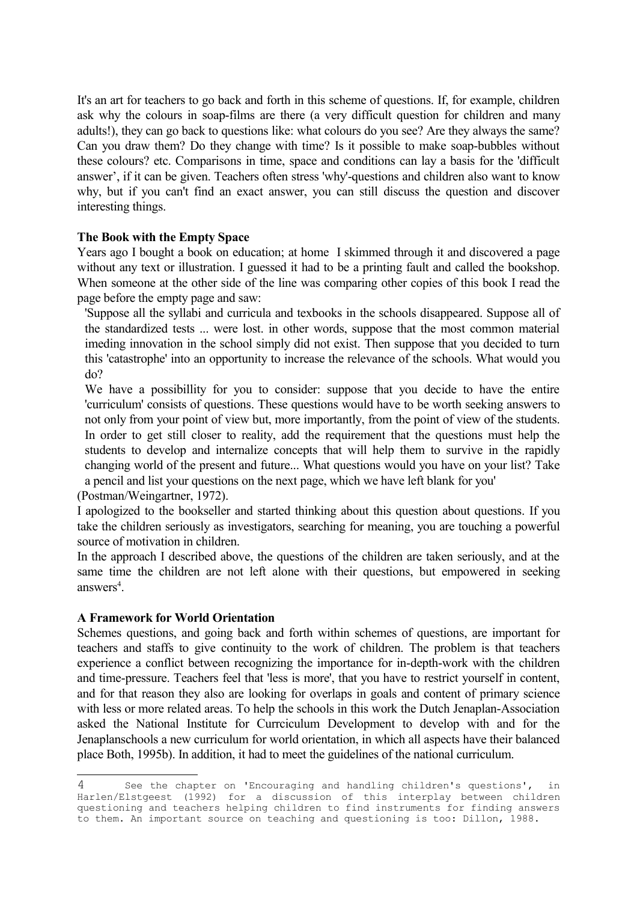It's an art for teachers to go back and forth in this scheme of questions. If, for example, children ask why the colours in soap-films are there (a very difficult question for children and many adults!), they can go back to questions like: what colours do you see? Are they always the same? Can you draw them? Do they change with time? Is it possible to make soap-bubbles without these colours? etc. Comparisons in time, space and conditions can lay a basis for the 'difficult answer', if it can be given. Teachers often stress 'why'-questions and children also want to know why, but if you can't find an exact answer, you can still discuss the question and discover interesting things.

**The Book with the Empty Space**

Years ago I bought a book on education; at home I skimmed through it and discovered a page without any text or illustration. I guessed it had to be a printing fault and called the bookshop. When someone at the other side of the line was comparing other copies of this book I read the page before the empty page and saw:

> 'Suppose all the syllabi and curricula and texbooks in the schools disappeared. Suppose all of the standardized tests ... were lost. in other words, suppose that the most common material imeding innovation in the school simply did not exist. Then suppose that you decided to turn this 'catastrophe' into an opportunity to increase the relevance of the schools. What would you do?
>
> We have a possibillity for you to consider: suppose that you decide to have the entire 'curriculum' consists of questions. These questions would have to be worth seeking answers to not only from your point of view but, more importantly, from the point of view of the students. In order to get still closer to reality, add the requirement that the questions must help the students to develop and internalize concepts that will help them to survive in the rapidly changing world of the present and future... What questions would you have on your list? Take a pencil and list your questions on the next page, which we have left blank for you'

(Postman/Weingartner, 1972).

I apologized to the bookseller and started thinking about this question about questions. If you take the children seriously as investigators, searching for meaning, you are touching a powerful source of motivation in children.

In the approach I described above, the questions of the children are taken seriously, and at the same time the children are not left alone with their questions, but empowered in seeking answers[4].

**A Framework for World Orientation**

Schemes questions, and going back and forth within schemes of questions, are important for teachers and staffs to give continuity to the work of children. The problem is that teachers experience a conflict between recognizing the importance for in-depth-work with the children and time-pressure. Teachers feel that 'less is more', that you have to restrict yourself in content, and for that reason they also are looking for overlaps in goals and content of primary science with less or more related areas. To help the schools in this work the Dutch Jenaplan-Association asked the National Institute for Currciculum Development to develop with and for the Jenaplanschools a new curriculum for world orientation, in which all aspects have their balanced place Both, 1995b). In addition, it had to meet the guidelines of the national curriculum.

---

4 See the chapter on 'Encouraging and handling children's questions', in Harlen/Elstgeest (1992) for a discussion of this interplay between children questioning and teachers helping children to find instruments for finding answers to them. An important source on teaching and questioning is too: Dillon, 1988.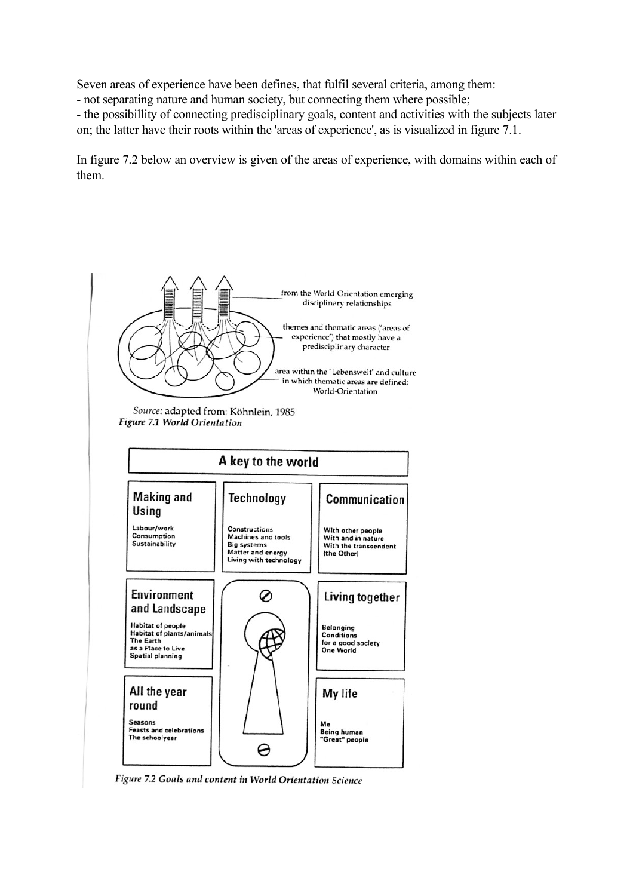Seven areas of experience have been defines, that fulfil several criteria, among them:
- not separating nature and human society, but connecting them where possible;
- the possibillity of connecting predisciplinary goals, content and activities with the subjects later on; the latter have their roots within the 'areas of experience', as is visualized in figure 7.1.

In figure 7.2 below an overview is given of the areas of experience, with domains within each of them.

from the World-Orientation emerging disciplinary relationships

themes and thematic areas ('areas of experience') that mostly have a predisciplinary character

area within the 'Lebenswelt' and culture in which thematic areas are defined: World-Orientation

*Source:* adapted from: Köhnlein, 1985

*Figure 7.1 World Orientation*

**A key to the world**

**Making and Using**
Labour/work
Consumption
Sustainability

**Technology**
Constructions
Machines and tools
Big systems
Matter and energy
Living with technology

**Communication**
With other people
With and in nature
With the transcendent (the Other)

**Environment and Landscape**
Habitat of people
Habitat of plants/animals
The Earth as a Place to Live
Spatial planning

**Living together**
Belonging
Conditions for a good society
One World

**All the year round**
Seasons
Feasts and celebrations
The schoolyear

**My life**
Me
Being human
"Great" people

*Figure 7.2 Goals and content in World Orientation Science*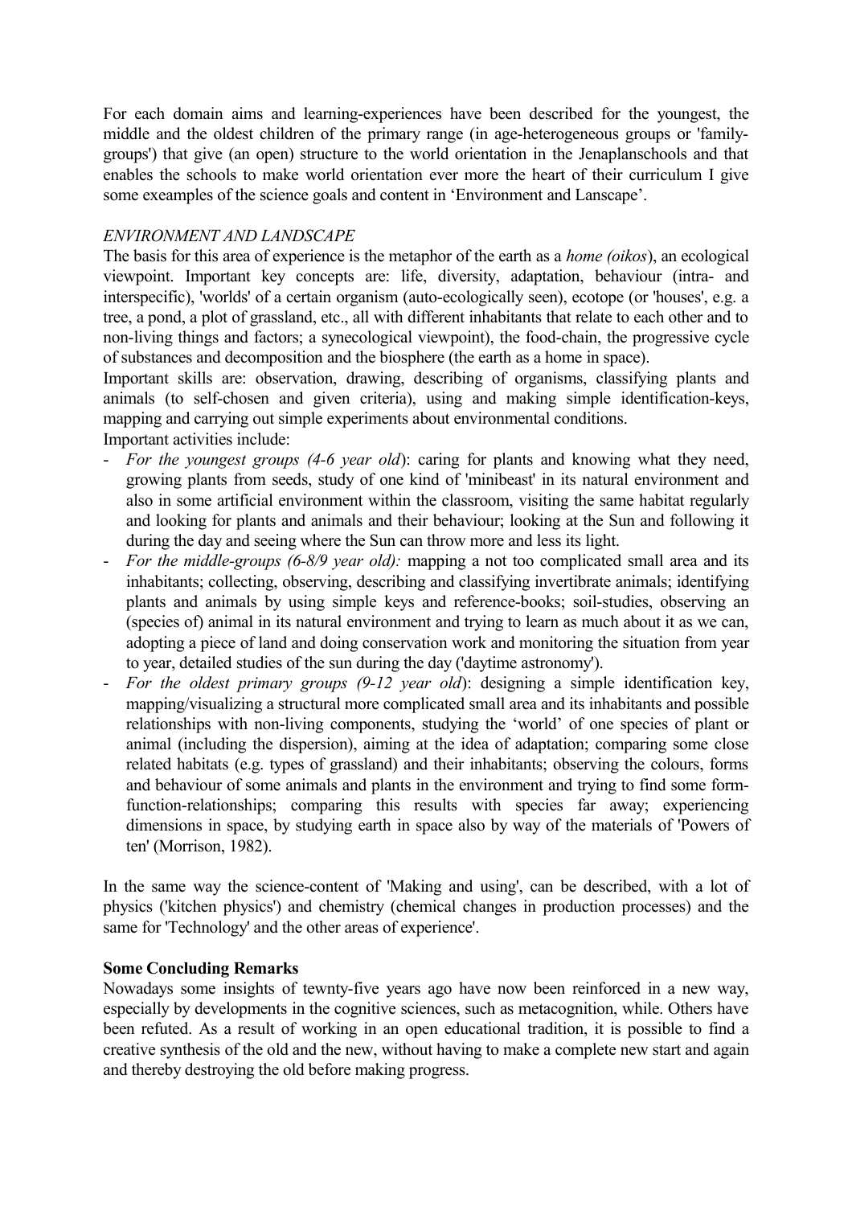For each domain aims and learning-experiences have been described for the youngest, the middle and the oldest children of the primary range (in age-heterogeneous groups or 'family-groups') that give (an open) structure to the world orientation in the Jenaplanschools and that enables the schools to make world orientation ever more the heart of their curriculum I give some exeamples of the science goals and content in 'Environment and Lanscape'.

*ENVIRONMENT AND LANDSCAPE*

The basis for this area of experience is the metaphor of the earth as a *home (oikos*), an ecological viewpoint. Important key concepts are: life, diversity, adaptation, behaviour (intra- and interspecific), 'worlds' of a certain organism (auto-ecologically seen), ecotope (or 'houses', e.g. a tree, a pond, a plot of grassland, etc., all with different inhabitants that relate to each other and to non-living things and factors; a synecological viewpoint), the food-chain, the progressive cycle of substances and decomposition and the biosphere (the earth as a home in space).

Important skills are: observation, drawing, describing of organisms, classifying plants and animals (to self-chosen and given criteria), using and making simple identification-keys, mapping and carrying out simple experiments about environmental conditions.

Important activities include:

- *For the youngest groups (4-6 year old*): caring for plants and knowing what they need, growing plants from seeds, study of one kind of 'minibeast' in its natural environment and also in some artificial environment within the classroom, visiting the same habitat regularly and looking for plants and animals and their behaviour; looking at the Sun and following it during the day and seeing where the Sun can throw more and less its light.
- *For the middle-groups (6-8/9 year old):* mapping a not too complicated small area and its inhabitants; collecting, observing, describing and classifying invertibrate animals; identifying plants and animals by using simple keys and reference-books; soil-studies, observing an (species of) animal in its natural environment and trying to learn as much about it as we can, adopting a piece of land and doing conservation work and monitoring the situation from year to year, detailed studies of the sun during the day ('daytime astronomy').
- *For the oldest primary groups (9-12 year old*): designing a simple identification key, mapping/visualizing a structural more complicated small area and its inhabitants and possible relationships with non-living components, studying the 'world' of one species of plant or animal (including the dispersion), aiming at the idea of adaptation; comparing some close related habitats (e.g. types of grassland) and their inhabitants; observing the colours, forms and behaviour of some animals and plants in the environment and trying to find some form-function-relationships; comparing this results with species far away; experiencing dimensions in space, by studying earth in space also by way of the materials of 'Powers of ten' (Morrison, 1982).

In the same way the science-content of 'Making and using', can be described, with a lot of physics ('kitchen physics') and chemistry (chemical changes in production processes) and the same for 'Technology' and the other areas of experience'.

**Some Concluding Remarks**

Nowadays some insights of tewnty-five years ago have now been reinforced in a new way, especially by developments in the cognitive sciences, such as metacognition, while. Others have been refuted. As a result of working in an open educational tradition, it is possible to find a creative synthesis of the old and the new, without having to make a complete new start and again and thereby destroying the old before making progress.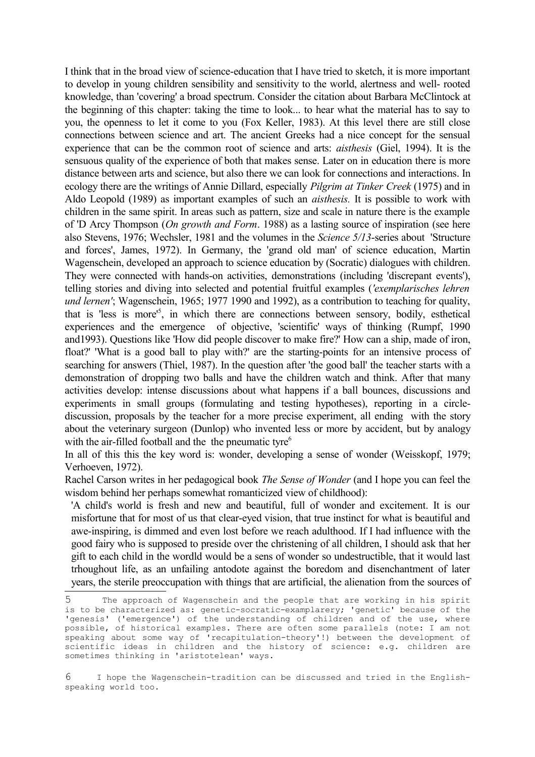I think that in the broad view of science-education that I have tried to sketch, it is more important to develop in young children sensibility and sensitivity to the world, alertness and well- rooted knowledge, than 'covering' a broad spectrum. Consider the citation about Barbara McClintock at the beginning of this chapter: taking the time to look... to hear what the material has to say to you, the openness to let it come to you (Fox Keller, 1983). At this level there are still close connections between science and art. The ancient Greeks had a nice concept for the sensual experience that can be the common root of science and arts: *aisthesis* (Giel, 1994). It is the sensuous quality of the experience of both that makes sense. Later on in education there is more distance between arts and science, but also there we can look for connections and interactions. In ecology there are the writings of Annie Dillard, especially *Pilgrim at Tinker Creek* (1975) and in Aldo Leopold (1989) as important examples of such an *aisthesis.* It is possible to work with children in the same spirit. In areas such as pattern, size and scale in nature there is the example of 'D Arcy Thompson (*On growth and Form*. 1988) as a lasting source of inspiration (see here also Stevens, 1976; Wechsler, 1981 and the volumes in the *Science 5/13*-series about 'Structure and forces', James, 1972). In Germany, the 'grand old man' of science education, Martin Wagenschein, developed an approach to science education by (Socratic) dialogues with children. They were connected with hands-on activities, demonstrations (including 'discrepant events'), telling stories and diving into selected and potential fruitful examples (*'exemplarisches lehren und lernen'*; Wagenschein, 1965; 1977 1990 and 1992), as a contribution to teaching for quality, that is 'less is more'[5], in which there are connections between sensory, bodily, esthetical experiences and the emergence of objective, 'scientific' ways of thinking (Rumpf, 1990 and1993). Questions like 'How did people discover to make fire?' How can a ship, made of iron, float?' 'What is a good ball to play with?' are the starting-points for an intensive process of searching for answers (Thiel, 1987). In the question after 'the good ball' the teacher starts with a demonstration of dropping two balls and have the children watch and think. After that many activities develop: intense discussions about what happens if a ball bounces, discussions and experiments in small groups (formulating and testing hypotheses), reporting in a circle-discussion, proposals by the teacher for a more precise experiment, all ending with the story about the veterinary surgeon (Dunlop) who invented less or more by accident, but by analogy with the air-filled football and the the pneumatic tyre[6]

In all of this this the key word is: wonder, developing a sense of wonder (Weisskopf, 1979; Verhoeven, 1972).

Rachel Carson writes in her pedagogical book *The Sense of Wonder* (and I hope you can feel the wisdom behind her perhaps somewhat romanticized view of childhood):

> 'A child's world is fresh and new and beautiful, full of wonder and excitement. It is our misfortune that for most of us that clear-eyed vision, that true instinct for what is beautiful and awe-inspiring, is dimmed and even lost before we reach adulthood. If I had influence with the good fairy who is supposed to preside over the christening of all children, I should ask that her gift to each child in the wordld would be a sens of wonder so undestructible, that it would last trhoughout life, as an unfailing antodote against the boredom and disenchantment of later years, the sterile preoccupation with things that are artificial, the alienation from the sources of

---

5 The approach of Wagenschein and the people that are working in his spirit is to be characterized as: genetic-socratic-examplarery; 'genetic' because of the 'genesis' ('emergence') of the understanding of children and of the use, where possible, of historical examples. There are often some parallels (note: I am not speaking about some way of 'recapitulation-theory'!) between the development of scientific ideas in children and the history of science: e.g. children are sometimes thinking in 'aristotelean' ways.

6 I hope the Wagenschein-tradition can be discussed and tried in the English-speaking world too.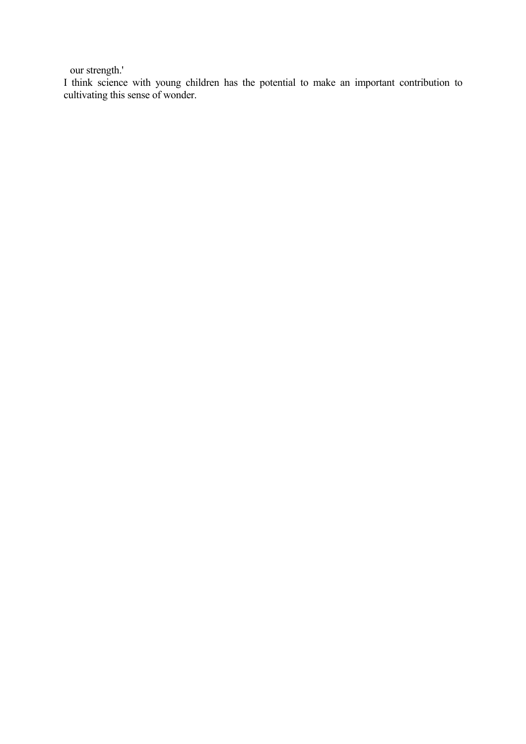our strength.'

I think science with young children has the potential to make an important contribution to cultivating this sense of wonder.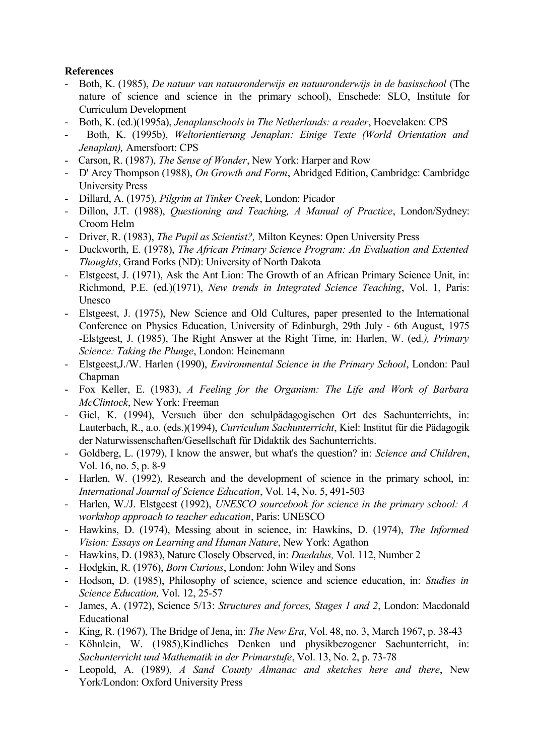**References**

- Both, K. (1985), *De natuur van natuuronderwijs en natuuronderwijs in de basisschool* (The nature of science and science in the primary school), Enschede: SLO, Institute for Curriculum Development
- Both, K. (ed.)(1995a), *Jenaplanschools in The Netherlands: a reader*, Hoevelaken: CPS
- Both, K. (1995b), *Weltorientierung Jenaplan: Einige Texte (World Orientation and Jenaplan),* Amersfoort: CPS
- Carson, R. (1987), *The Sense of Wonder*, New York: Harper and Row
- D' Arcy Thompson (1988), *On Growth and Form*, Abridged Edition, Cambridge: Cambridge University Press
- Dillard, A. (1975), *Pilgrim at Tinker Creek*, London: Picador
- Dillon, J.T. (1988), *Questioning and Teaching, A Manual of Practice*, London/Sydney: Croom Helm
- Driver, R. (1983), *The Pupil as Scientist?,* Milton Keynes: Open University Press
- Duckworth, E. (1978), *The African Primary Science Program: An Evaluation and Extented Thoughts*, Grand Forks (ND): University of North Dakota
- Elstgeest, J. (1971), Ask the Ant Lion: The Growth of an African Primary Science Unit, in: Richmond, P.E. (ed.)(1971), *New trends in Integrated Science Teaching*, Vol. 1, Paris: Unesco
- Elstgeest, J. (1975), New Science and Old Cultures, paper presented to the International Conference on Physics Education, University of Edinburgh, 29th July - 6th August, 1975 -Elstgeest, J. (1985), The Right Answer at the Right Time, in: Harlen, W. (ed*.), Primary Science: Taking the Plunge*, London: Heinemann
- Elstgeest,J./W. Harlen (1990), *Environmental Science in the Primary School*, London: Paul Chapman
- Fox Keller, E. (1983), *A Feeling for the Organism: The Life and Work of Barbara McClintock*, New York: Freeman
- Giel, K. (1994), Versuch über den schulpädagogischen Ort des Sachunterrichts, in: Lauterbach, R., a.o. (eds.)(1994), *Curriculum Sachunterricht*, Kiel: Institut für die Pädagogik der Naturwissenschaften/Gesellschaft für Didaktik des Sachunterrichts.
- Goldberg, L. (1979), I know the answer, but what's the question? in: *Science and Children*, Vol. 16, no. 5, p. 8-9
- Harlen, W. (1992), Research and the development of science in the primary school, in: *International Journal of Science Education*, Vol. 14, No. 5, 491-503
- Harlen, W./J. Elstgeest (1992), *UNESCO sourcebook for science in the primary school: A workshop approach to teacher education*, Paris: UNESCO
- Hawkins, D. (1974), Messing about in science, in: Hawkins, D. (1974), *The Informed Vision: Essays on Learning and Human Nature*, New York: Agathon
- Hawkins, D. (1983), Nature Closely Observed, in: *Daedalus,* Vol. 112, Number 2
- Hodgkin, R. (1976), *Born Curious*, London: John Wiley and Sons
- Hodson, D. (1985), Philosophy of science, science and science education, in: *Studies in Science Education,* Vol. 12, 25-57
- James, A. (1972), Science 5/13: *Structures and forces, Stages 1 and 2*, London: Macdonald Educational
- King, R. (1967), The Bridge of Jena, in: *The New Era*, Vol. 48, no. 3, March 1967, p. 38-43
- Köhnlein, W. (1985),Kindliches Denken und physikbezogener Sachunterricht, in: *Sachunterricht und Mathematik in der Primarstufe*, Vol. 13, No. 2, p. 73-78
- Leopold, A. (1989), *A Sand County Almanac and sketches here and there*, New York/London: Oxford University Press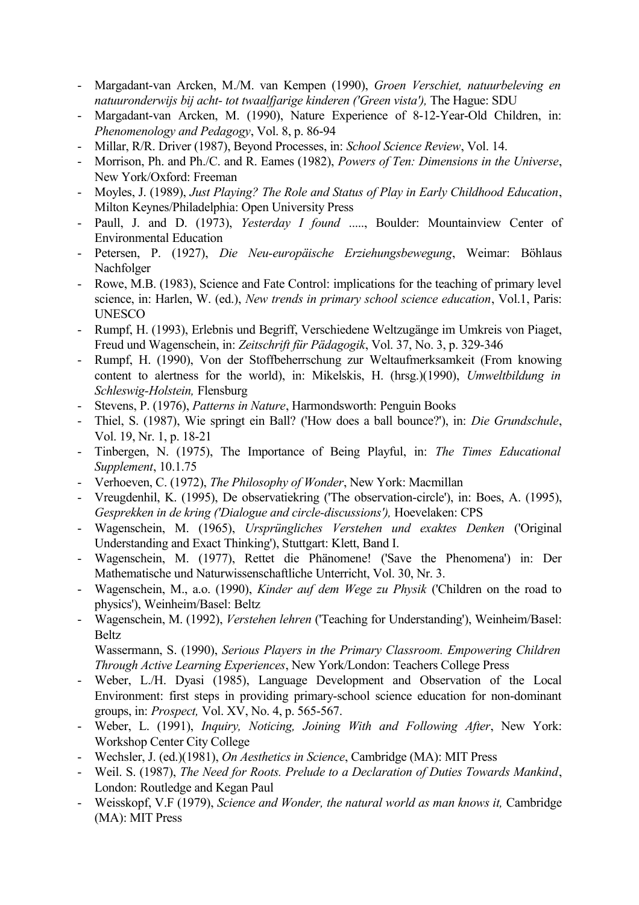- Margadant-van Arcken, M./M. van Kempen (1990), *Groen Verschiet, natuurbeleving en natuuronderwijs bij acht- tot twaalfjarige kinderen ('Green vista'),* The Hague: SDU
- Margadant-van Arcken, M. (1990), Nature Experience of 8-12-Year-Old Children, in: *Phenomenology and Pedagogy*, Vol. 8, p. 86-94
- Millar, R/R. Driver (1987), Beyond Processes, in: *School Science Review*, Vol. 14.
- Morrison, Ph. and Ph./C. and R. Eames (1982), *Powers of Ten: Dimensions in the Universe*, New York/Oxford: Freeman
- Moyles, J. (1989), *Just Playing? The Role and Status of Play in Early Childhood Education*, Milton Keynes/Philadelphia: Open University Press
- Paull, J. and D. (1973), *Yesterday I found* ....., Boulder: Mountainview Center of Environmental Education
- Petersen, P. (1927), *Die Neu-europäische Erziehungsbewegung*, Weimar: Böhlaus Nachfolger
- Rowe, M.B. (1983), Science and Fate Control: implications for the teaching of primary level science, in: Harlen, W. (ed.), *New trends in primary school science education*, Vol.1, Paris: UNESCO
- Rumpf, H. (1993), Erlebnis und Begriff, Verschiedene Weltzugänge im Umkreis von Piaget, Freud und Wagenschein, in: *Zeitschrift für Pädagogik*, Vol. 37, No. 3, p. 329-346
- Rumpf, H. (1990), Von der Stoffbeherrschung zur Weltaufmerksamkeit (From knowing content to alertness for the world), in: Mikelskis, H. (hrsg.)(1990), *Umweltbildung in Schleswig-Holstein,* Flensburg
- Stevens, P. (1976), *Patterns in Nature*, Harmondsworth: Penguin Books
- Thiel, S. (1987), Wie springt ein Ball? ('How does a ball bounce?'), in: *Die Grundschule*, Vol. 19, Nr. 1, p. 18-21
- Tinbergen, N. (1975), The Importance of Being Playful, in: *The Times Educational Supplement*, 10.1.75
- Verhoeven, C. (1972), *The Philosophy of Wonder*, New York: Macmillan
- Vreugdenhil, K. (1995), De observatiekring ('The observation-circle'), in: Boes, A. (1995), *Gesprekken in de kring ('Dialogue and circle-discussions'),* Hoevelaken: CPS
- Wagenschein, M. (1965), *Ursprüngliches Verstehen und exaktes Denken* ('Original Understanding and Exact Thinking'), Stuttgart: Klett, Band I.
- Wagenschein, M. (1977), Rettet die Phänomene! ('Save the Phenomena') in: Der Mathematische und Naturwissenschaftliche Unterricht, Vol. 30, Nr. 3.
- Wagenschein, M., a.o. (1990), *Kinder auf dem Wege zu Physik* ('Children on the road to physics'), Weinheim/Basel: Beltz
- Wagenschein, M. (1992), *Verstehen lehren* ('Teaching for Understanding'), Weinheim/Basel: Beltz

  Wassermann, S. (1990), *Serious Players in the Primary Classroom. Empowering Children Through Active Learning Experiences*, New York/London: Teachers College Press
- Weber, L./H. Dyasi (1985), Language Development and Observation of the Local Environment: first steps in providing primary-school science education for non-dominant groups, in: *Prospect,* Vol. XV, No. 4, p. 565-567.
- Weber, L. (1991), *Inquiry, Noticing, Joining With and Following After*, New York: Workshop Center City College
- Wechsler, J. (ed.)(1981), *On Aesthetics in Science*, Cambridge (MA): MIT Press
- Weil. S. (1987), *The Need for Roots. Prelude to a Declaration of Duties Towards Mankind*, London: Routledge and Kegan Paul
- Weisskopf, V.F (1979), *Science and Wonder, the natural world as man knows it,* Cambridge (MA): MIT Press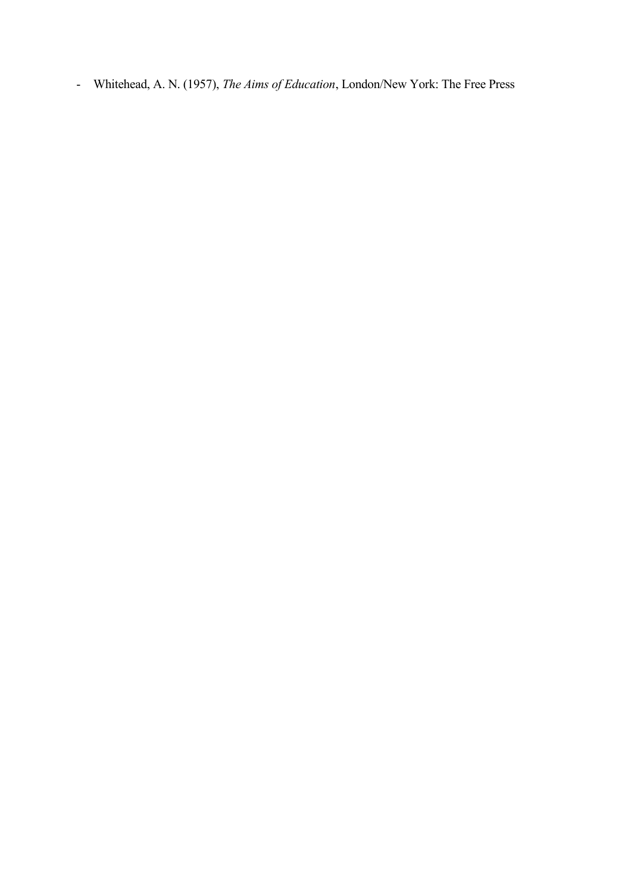- Whitehead, A. N. (1957), *The Aims of Education*, London/New York: The Free Press